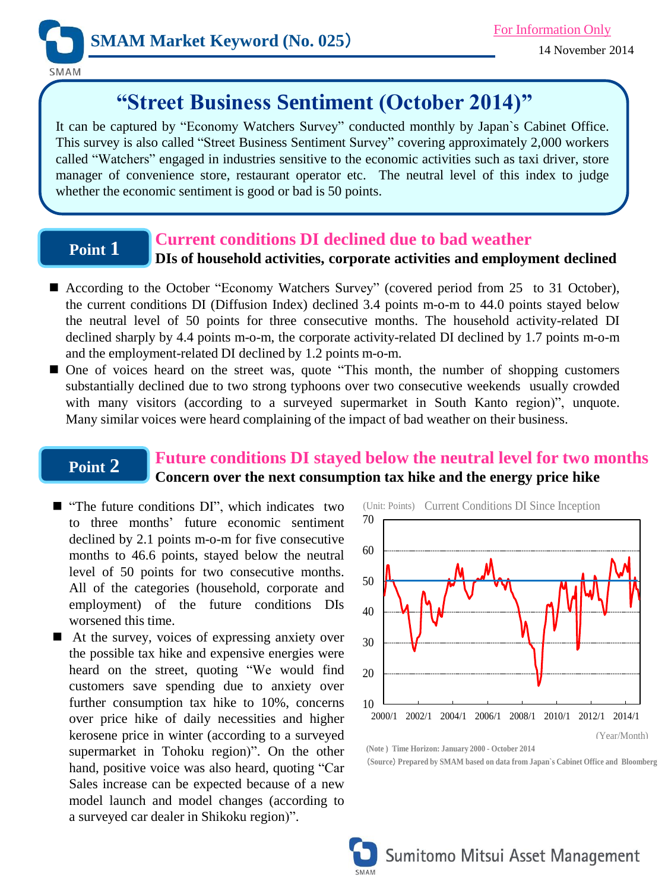# SMAM Market Keyword (No. 025）

For Information Only

14 November 2014

## "Street Business Sentiment (October 2014)"

It can be captured by "Economy Watchers Survey" conducted monthly by Japan`s Cabinet Office. This survey is also called "Street Business Sentiment Survey" covering approximately 2,000 workers called "Watchers" engaged in industries sensitive to the economic activities such as taxi driver, store manager of convenience store, restaurant operator etc. The neutral level of this index to judge whether the economic sentiment is good or bad is 50 points.

## Point 1

### Current conditions DI declined due to bad weather

**DIs of household activities, corporate activities and employment declined**

- According to the October "Economy Watchers Survey" (covered period from 25 to 31 October), the current conditions DI (Diffusion Index) declined 3.4 points m-o-m to 44.0 points stayed below the neutral level of 50 points for three consecutive months. The household activity-related DI declined sharply by 4.4 points m-o-m, the corporate activity-related DI declined by 1.7 points m-o-m and the employment-related DI declined by 1.2 points m-o-m.
- One of voices heard on the street was, quote "This month, the number of shopping customers substantially declined due to two strong typhoons over two consecutive weekends usually crowded with many visitors (according to a surveyed supermarket in South Kanto region)", unquote. Many similar voices were heard complaining of the impact of bad weather on their business.

## Point 2

### Future conditions DI stayed below the neutral level for two months

**Concern over the next consumption tax hike and the energy price hike**

- "The future conditions DI", which indicates two to three months' future economic sentiment declined by 2.1 points m-o-m for five consecutive months to 46.6 points, stayed below the neutral level of 50 points for two consecutive months. All of the categories (household, corporate and employment) of the future conditions DIs worsened this time.
- At the survey, voices of expressing anxiety over the possible tax hike and expensive energies were heard on the street, quoting "We would find customers save spending due to anxiety over further consumption tax hike to 10%, concerns over price hike of daily necessities and higher kerosene price in winter (according to a surveyed supermarket in Tohoku region)". On the other hand, positive voice was also heard, quoting "Car Sales increase can be expected because of a new model launch and model changes (according to a surveyed car dealer in Shikoku region)".

(Unit: Points) Current Conditions DI Since Inception

（Note）Time Horizon: January 2000 - October 2014

（Source）Prepared by SMAM based on data from Japan`s Cabinet Office and Bloomberg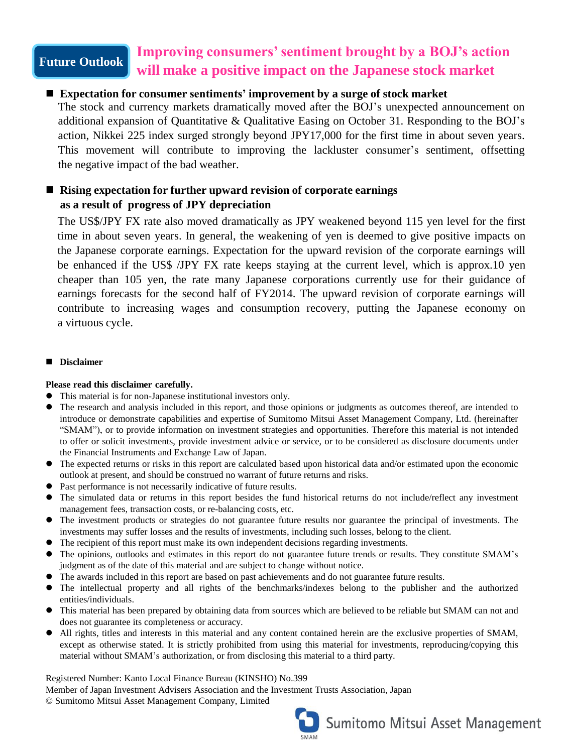**Future Outlook**

## Improving consumers' sentiment brought by a BOJ's action will make a positive impact on the Japanese stock market

### ■ Expectation for consumer sentiments' improvement by a surge of stock market

The stock and currency markets dramatically moved after the BOJ's unexpected announcement on additional expansion of Quantitative & Qualitative Easing on October 31. Responding to the BOJ's action, Nikkei 225 index surged strongly beyond JPY17,000 for the first time in about seven years. This movement will contribute to improving the lackluster consumer's sentiment, offsetting the negative impact of the bad weather.

### ■ Rising expectation for further upward revision of corporate earnings as a result of progress of JPY depreciation

The US$/JPY FX rate also moved dramatically as JPY weakened beyond 115 yen level for the first time in about seven years. In general, the weakening of yen is deemed to give positive impacts on the Japanese corporate earnings. Expectation for the upward revision of the corporate earnings will be enhanced if the US$ /JPY FX rate keeps staying at the current level, which is approx.10 yen cheaper than 105 yen, the rate many Japanese corporations currently use for their guidance of earnings forecasts for the second half of FY2014. The upward revision of corporate earnings will contribute to increasing wages and consumption recovery, putting the Japanese economy on a virtuous cycle.

### ■ Disclaimer

**Please read this disclaimer carefully.**

- This material is for non-Japanese institutional investors only.
- The research and analysis included in this report, and those opinions or judgments as outcomes thereof, are intended to introduce or demonstrate capabilities and expertise of Sumitomo Mitsui Asset Management Company, Ltd. (hereinafter "SMAM"), or to provide information on investment strategies and opportunities. Therefore this material is not intended to offer or solicit investments, provide investment advice or service, or to be considered as disclosure documents under the Financial Instruments and Exchange Law of Japan.
- The expected returns or risks in this report are calculated based upon historical data and/or estimated upon the economic outlook at present, and should be construed no warrant of future returns and risks.
- Past performance is not necessarily indicative of future results.
- The simulated data or returns in this report besides the fund historical returns do not include/reflect any investment management fees, transaction costs, or re-balancing costs, etc.
- The investment products or strategies do not guarantee future results nor guarantee the principal of investments. The investments may suffer losses and the results of investments, including such losses, belong to the client.
- The recipient of this report must make its own independent decisions regarding investments.
- The opinions, outlooks and estimates in this report do not guarantee future trends or results. They constitute SMAM's judgment as of the date of this material and are subject to change without notice.
- The awards included in this report are based on past achievements and do not guarantee future results.
- The intellectual property and all rights of the benchmarks/indexes belong to the publisher and the authorized entities/individuals.
- This material has been prepared by obtaining data from sources which are believed to be reliable but SMAM can not and does not guarantee its completeness or accuracy.
- All rights, titles and interests in this material and any content contained herein are the exclusive properties of SMAM, except as otherwise stated. It is strictly prohibited from using this material for investments, reproducing/copying this material without SMAM's authorization, or from disclosing this material to a third party.

Registered Number: Kanto Local Finance Bureau (KINSHO) No.399
Member of Japan Investment Advisers Association and the Investment Trusts Association, Japan
© Sumitomo Mitsui Asset Management Company, Limited

Sumitomo Mitsui Asset Management